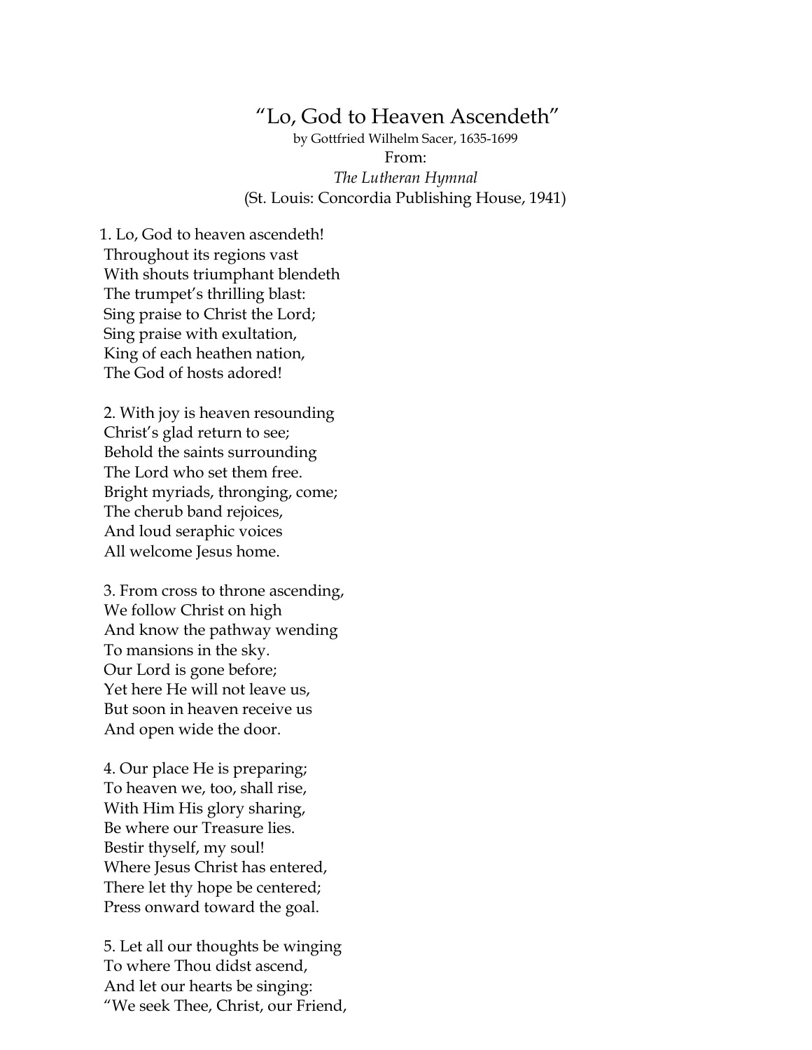# "Lo, God to Heaven Ascendeth"

by Gottfried Wilhelm Sacer, 1635-1699

From:

*The Lutheran Hymnal*

(St. Louis: Concordia Publishing House, 1941)

1. Lo, God to heaven ascendeth!  
Throughout its regions vast  
With shouts triumphant blendeth  
The trumpet's thrilling blast:  
Sing praise to Christ the Lord;  
Sing praise with exultation,  
King of each heathen nation,  
The God of hosts adored!

2. With joy is heaven resounding  
Christ's glad return to see;  
Behold the saints surrounding  
The Lord who set them free.  
Bright myriads, thronging, come;  
The cherub band rejoices,  
And loud seraphic voices  
All welcome Jesus home.

3. From cross to throne ascending,  
We follow Christ on high  
And know the pathway wending  
To mansions in the sky.  
Our Lord is gone before;  
Yet here He will not leave us,  
But soon in heaven receive us  
And open wide the door.

4. Our place He is preparing;  
To heaven we, too, shall rise,  
With Him His glory sharing,  
Be where our Treasure lies.  
Bestir thyself, my soul!  
Where Jesus Christ has entered,  
There let thy hope be centered;  
Press onward toward the goal.

5. Let all our thoughts be winging  
To where Thou didst ascend,  
And let our hearts be singing:  
"We seek Thee, Christ, our Friend,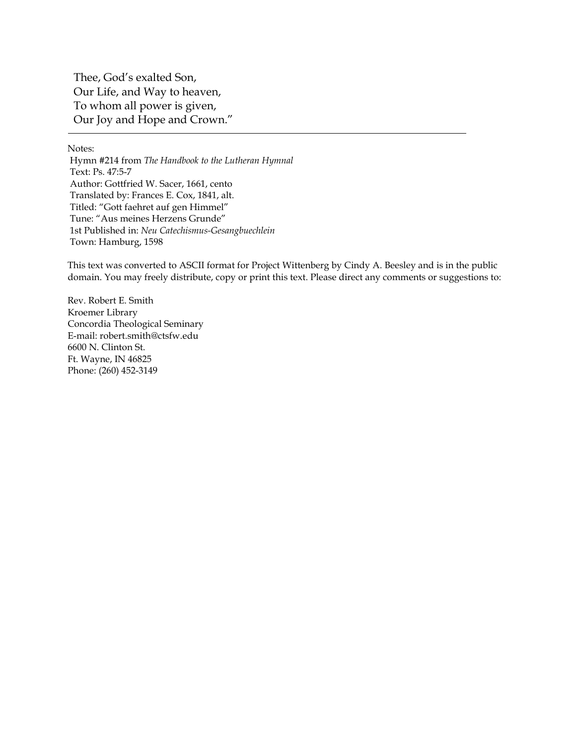Thee, God's exalted Son,  
Our Life, and Way to heaven,  
To whom all power is given,  
Our Joy and Hope and Crown."

---

Notes:  
Hymn #214 from *The Handbook to the Lutheran Hymnal*  
Text: Ps. 47:5-7  
Author: Gottfried W. Sacer, 1661, cento  
Translated by: Frances E. Cox, 1841, alt.  
Titled: "Gott faehret auf gen Himmel"  
Tune: "Aus meines Herzens Grunde"  
1st Published in: *Neu Catechismus-Gesangbuechlein*  
Town: Hamburg, 1598

This text was converted to ASCII format for Project Wittenberg by Cindy A. Beesley and is in the public domain. You may freely distribute, copy or print this text. Please direct any comments or suggestions to:

Rev. Robert E. Smith  
Kroemer Library  
Concordia Theological Seminary  
E-mail: robert.smith@ctsfw.edu  
6600 N. Clinton St.  
Ft. Wayne, IN 46825  
Phone: (260) 452-3149